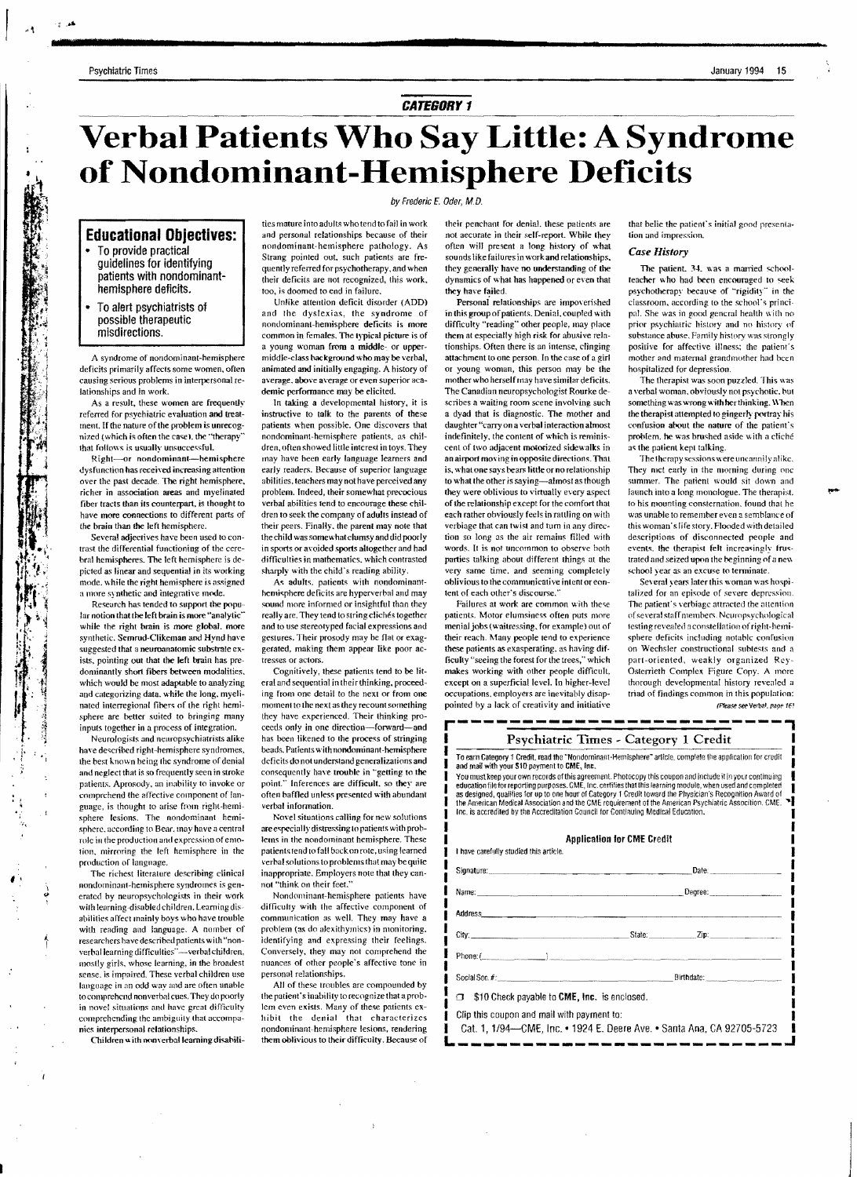## CATEGORY 1

# Verbal Patients Who Say Little: A Syndrome of Nondominant-Hemisphere Deficits

by Frederic E. Oder, M.D.

### Educational Objectives:

- To provide practical guidelines for identifying patients with nondominant-hemisphere deficits.
- To alert psychiatrists of possible therapeutic misdirections.

A syndrome of nondominant-hemisphere deficits primarily affects some women, often causing serious problems in interpersonal relationships and in work.

As a result, these women are frequently referred for psychiatric evaluation and treatment. If the nature of the problem is unrecognized (which is often the case), the "therapy" that follows is usually unsuccessful.

Right—or nondominant—hemisphere dysfunction has received increasing attention over the past decade. The right hemisphere, richer in association areas and myelinated fiber tracts than its counterpart, is thought to have more connections to different parts of the brain than the left hemisphere.

Several adjectives have been used to contrast the differential functioning of the cerebral hemispheres. The left hemisphere is depicted as linear and sequential in its working mode, while the right hemisphere is assigned a more synthetic and integrative mode.

Research has tended to support the popular notion that the left brain is more "analytic" while the right brain is more global, more synthetic. Semrud-Clikeman and Hynd have suggested that a neuroanatomic substrate exists, pointing out that the left brain has predominantly short fibers between modalities, which would be most adaptive to analyzing and categorizing data, while the long, myelinated interregional fibers of the right hemisphere are better suited to bringing many inputs together in a process of integration.

Neurologists and neuropsychiatrists alike have described right-hemisphere syndromes, the best known being the syndrome of denial and neglect that is so frequently seen in stroke patients. Aprosody, an inability to invoke or comprehend the affective component of language, is thought to arise from right-hemisphere lesions. The nondominant hemisphere, according to Bear, may have a central role in the production and expression of emotion, mirroring the left hemisphere in the production of language.

The richest literature describing clinical nondominant-hemisphere syndromes is generated by neuropsychologists in their work with learning-disabled children. Learning disabilities affect mainly boys who have trouble with reading and language. A number of researchers have described patients with "nonverbal learning difficulties"—verbal children, mostly girls, whose learning, in the broadest sense, is impaired. These verbal children use language in an odd way and are often unable to comprehend nonverbal cues. They do poorly in novel situations and have great difficulty comprehending the ambiguity that accompanies interpersonal relationships.

Children with nonverbal learning disabilities mature into adults who tend to fail in work and personal relationships because of their nondominant-hemisphere pathology. As Strang pointed out, such patients are frequently referred for psychotherapy, and when their deficits are not recognized, this work, too, is doomed to end in failure.

Unlike attention deficit disorder (ADD) and the dyslexias, the syndrome of nondominant-hemisphere deficits is more common in females. The typical picture is of a young woman from a middle- or upper-middle-class background who may be verbal, animated and initially engaging. A history of average, above average or even superior academic performance may be elicited.

In taking a developmental history, it is instructive to talk to the parents of these patients when possible. One discovers that nondominant-hemisphere patients, as children, often showed little interest in toys. They may have been early language learners and early readers. Because of superior language abilities, teachers may not have perceived any problem. Indeed, their somewhat precocious verbal abilities tend to encourage these children to seek the company of adults instead of their peers. Finally, the parent may note that the child was somewhat clumsy and did poorly in sports or avoided sports altogether and had difficulties in mathematics, which contrasted sharply with the child's reading ability.

As adults, patients with nondominant-hemisphere deficits are hyperverbal and may sound more informed or insightful than they really are. They tend to string clichés together and to use stereotyped facial expressions and gestures. Their prosody may be flat or exaggerated, making them appear like poor actresses or actors.

Cognitively, these patients tend to be literal and sequential in their thinking, proceeding from one detail to the next or from one moment to the next as they recount something they have experienced. Their thinking proceeds only in one direction—forward—and has been likened to the process of stringing beads. Patients with nondominant-hemisphere deficits do not understand generalizations and consequently have trouble in "getting to the point." Inferences are difficult, so they are often baffled unless presented with abundant verbal information.

Novel situations calling for new solutions are especially distressing to patients with problems in the nondominant hemisphere. These patients tend to fall back on rote, using learned verbal solutions to problems that may be quite inappropriate. Employers note that they cannot "think on their feet."

Nondominant-hemisphere patients have difficulty with the affective component of communication as well. They may have a problem (as do alexithymics) in monitoring, identifying and expressing their feelings. Conversely, they may not comprehend the nuances of other people's affective tone in personal relationships.

All of these troubles are compounded by the patient's inability to recognize that a problem even exists. Many of these patients exhibit the denial that characterizes nondominant-hemisphere lesions, rendering them oblivious to their difficulty. Because of their penchant for denial, these patients are not accurate in their self-report. While they often will present a long history of what sounds like failures in work and relationships, they generally have no understanding of the dynamics of what has happened or even that they have failed.

Personal relationships are impoverished in this group of patients. Denial, coupled with difficulty "reading" other people, may place them at especially high risk for abusive relationships. Often there is an intense, clinging attachment to one person. In the case of a girl or young woman, this person may be the mother who herself may have similar deficits. The Canadian neuropsychologist Rourke describes a waiting room scene involving such a dyad that is diagnostic. The mother and daughter "carry on a verbal interaction almost indefinitely, the content of which is reminiscent of two adjacent motorized sidewalks in an airport moving in opposite directions. That is, what one says bears little or no relationship to what the other is saying—almost as though they were oblivious to virtually every aspect of the relationship except for the comfort that each rather obviously feels in rattling on with verbiage that can twist and turn in any direction so long as the air remains filled with words. It is not uncommon to observe both parties talking about different things at the very same time, and seeming completely oblivious to the communicative intent or content of each other's discourse."

Failures at work are common with these patients. Motor clumsiness often puts more menial jobs (waitressing, for example) out of their reach. Many people tend to experience these patients as exasperating, as having difficulty "seeing the forest for the trees," which makes working with other people difficult, except on a superficial level. In higher-level occupations, employers are inevitably disappointed by a lack of creativity and initiative that belie the patient's initial good presentation and impression.

### Case History

The patient, 34, was a married schoolteacher who had been encouraged to seek psychotherapy because of "rigidity" in the classroom, according to the school's principal. She was in good general health with no prior psychiatric history and no history of substance abuse. Family history was strongly positive for affective illness; the patient's mother and maternal grandmother had been hospitalized for depression.

The therapist was soon puzzled. This was a verbal woman, obviously not psychotic, but something was wrong with her thinking. When the therapist attempted to gingerly portray his confusion about the nature of the patient's problem, he was brushed aside with a cliché as the patient kept talking.

The therapy sessions were uncannily alike. They met early in the morning during one summer. The patient would sit down and launch into a long monologue. The therapist, to his mounting consternation, found that he was unable to remember even a semblance of this woman's life story. Flooded with detailed descriptions of disconnected people and events, the therapist felt increasingly frustrated and seized upon the beginning of a new school year as an excuse to terminate.

Several years later this woman was hospitalized for an episode of severe depression. The patient's verbiage attracted the attention of several staff members. Neuropsychological testing revealed a constellation of right-hemisphere deficits including notable confusion on Wechsler constructional subtests and a part-oriented, weakly organized Rey-Osterrieth Complex Figure Copy. A more thorough developmental history revealed a triad of findings common in this population:

*(Please see Verbal, page 16)*

---

### Psychiatric Times - Category 1 Credit

To earn Category 1 Credit, read the "Nondominant-Hemisphere" article, complete the application for credit and mail with your $10 payment to CME, Inc.

You must keep your own records of this agreement. Photocopy this coupon and include it in your continuing education file for reporting purposes. CME, Inc. certifies that this learning module, when used and completed as designed, qualifies for up to one hour of Category 1 Credit toward the Physician's Recognition Award of the American Medical Association and the CME requirement of the American Psychiatric Association. CME, Inc. is accredited by the Accreditation Council for Continuing Medical Education.

#### Application for CME Credit

I have carefully studied this article.

Signature: ______________________ Date: __________

Name: ______________________ Degree: __________

Address: ______________________

City: __________ State: __________ Zip: __________

Phone: ( ) ______________________

Social Sec. #: ______________________ Birthdate: __________

☐ $10 Check payable to **CME, Inc.** is enclosed.

Clip this coupon and mail with payment to:

Cat. 1, 1/94—CME, Inc. • 1924 E. Deere Ave. • Santa Ana, CA 92705-5723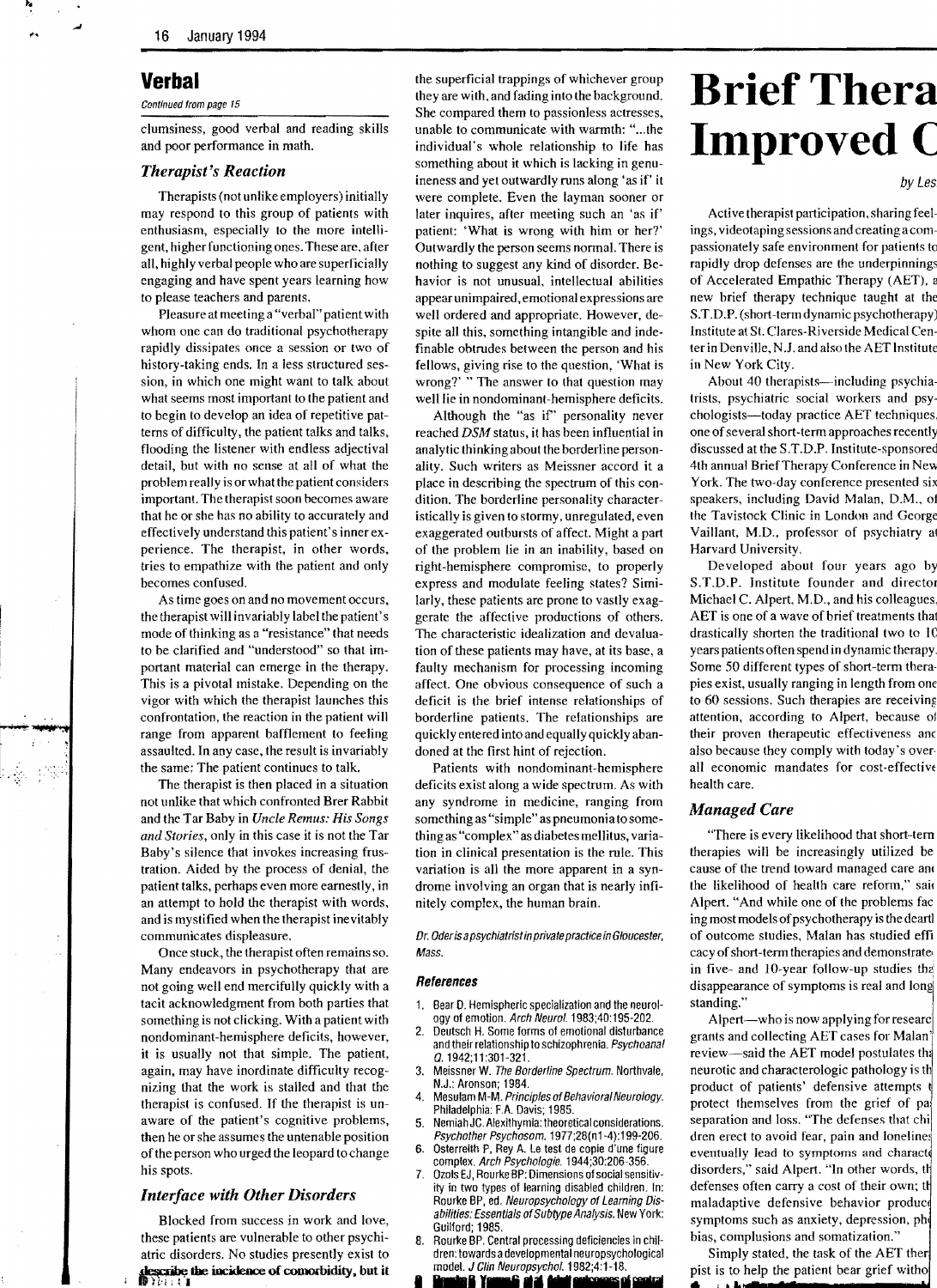## Verbal

*Continued from page 15*

clumsiness, good verbal and reading skills and poor performance in math.

### *Therapist's Reaction*

Therapists (not unlike employers) initially may respond to this group of patients with enthusiasm, especially to the more intelligent, higher functioning ones. These are, after all, highly verbal people who are superficially engaging and have spent years learning how to please teachers and parents.

Pleasure at meeting a "verbal" patient with whom one can do traditional psychotherapy rapidly dissipates once a session or two of history-taking ends. In a less structured session, in which one might want to talk about what seems most important to the patient and to begin to develop an idea of repetitive patterns of difficulty, the patient talks and talks, flooding the listener with endless adjectival detail, but with no sense at all of what the problem really is or what the patient considers important. The therapist soon becomes aware that he or she has no ability to accurately and effectively understand this patient's inner experience. The therapist, in other words, tries to empathize with the patient and only becomes confused.

As time goes on and no movement occurs, the therapist will invariably label the patient's mode of thinking as a "resistance" that needs to be clarified and "understood" so that important material can emerge in the therapy. This is a pivotal mistake. Depending on the vigor with which the therapist launches this confrontation, the reaction in the patient will range from apparent bafflement to feeling assaulted. In any case, the result is invariably the same: The patient continues to talk.

The therapist is then placed in a situation not unlike that which confronted Brer Rabbit and the Tar Baby in *Uncle Remus: His Songs and Stories*, only in this case it is not the Tar Baby's silence that invokes increasing frustration. Aided by the process of denial, the patient talks, perhaps even more earnestly, in an attempt to hold the therapist with words, and is mystified when the therapist inevitably communicates displeasure.

Once stuck, the therapist often remains so. Many endeavors in psychotherapy that are not going well end mercifully quickly with a tacit acknowledgment from both parties that something is not clicking. With a patient with nondominant-hemisphere deficits, however, it is usually not that simple. The patient, again, may have inordinate difficulty recognizing that the work is stalled and that the therapist is confused. If the therapist is unaware of the patient's cognitive problems, then he or she assumes the untenable position of the person who urged the leopard to change his spots.

### *Interface with Other Disorders*

Blocked from success in work and love, these patients are vulnerable to other psychiatric disorders. No studies presently exist to describe the incidence of comorbidity, but it the superficial trappings of whichever group they are with, and fading into the background. She compared them to passionless actresses, unable to communicate with warmth: "...the individual's whole relationship to life has something about it which is lacking in genuineness and yet outwardly runs along 'as if' it were complete. Even the layman sooner or later inquires, after meeting such an 'as if' patient: 'What is wrong with him or her?' Outwardly the person seems normal. There is nothing to suggest any kind of disorder. Behavior is not unusual, intellectual abilities appear unimpaired, emotional expressions are well ordered and appropriate. However, despite all this, something intangible and indefinable obtrudes between the person and his fellows, giving rise to the question, 'What is wrong?' " The answer to that question may well lie in nondominant-hemisphere deficits.

Although the "as if" personality never reached *DSM* status, it has been influential in analytic thinking about the borderline personality. Such writers as Meissner accord it a place in describing the spectrum of this condition. The borderline personality characteristically is given to stormy, unregulated, even exaggerated outbursts of affect. Might a part of the problem lie in an inability, based on right-hemisphere compromise, to properly express and modulate feeling states? Similarly, these patients are prone to vastly exaggerate the affective productions of others. The characteristic idealization and devaluation of these patients may have, at its base, a faulty mechanism for processing incoming affect. One obvious consequence of such a deficit is the brief intense relationships of borderline patients. The relationships are quickly entered into and equally quickly abandoned at the first hint of rejection.

Patients with nondominant-hemisphere deficits exist along a wide spectrum. As with any syndrome in medicine, ranging from something as "simple" as pneumonia to something as "complex" as diabetes mellitus, variation in clinical presentation is the rule. This variation is all the more apparent in a syndrome involving an organ that is nearly infinitely complex, the human brain.

*Dr. Oder is a psychiatrist in private practice in Gloucester, Mass.*

### *References*

1. Bear D. Hemispheric specialization and the neurology of emotion. *Arch Neurol.* 1983;40:195-202.
2. Deutsch H. Some forms of emotional disturbance and their relationship to schizophrenia. *Psychoanal Q.* 1942;11:301-321.
3. Meissner W. *The Borderline Spectrum.* Northvale, N.J.: Aronson; 1984.
4. Mesulam M-M. *Principles of Behavioral Neurology.* Philadelphia: F.A. Davis; 1985.
5. Nemiah JC. Alexithymia: theoretical considerations. *Psychother Psychosom.* 1977;28(n1-4):199-206.
6. Osterreith P, Rey A. Le test de copie d'une figure complex. *Arch Psychologie.* 1944;30:206-356.
7. Ozols EJ, Rourke BP: Dimensions of social sensitivity in two types of learning disabled children. In: Rourke BP, ed. *Neuropsychology of Learning Disabilities: Essentials of Subtype Analysis.* New York: Guilford; 1985.
8. Rourke BP. Central processing deficiencies in children: towards a developmental neuropsychological model. *J Clin Neuropsychol.* 1982;4:1-18.

# Brief Thera[...] Improved C[...]

*by Les[...]*

Active therapist participation, sharing feelings, videotaping sessions and creating a compassionately safe environment for patients to rapidly drop defenses are the underpinnings of Accelerated Empathic Therapy (AET), a new brief therapy technique taught at the S.T.D.P. (short-term dynamic psychotherapy) Institute at St. Clares-Riverside Medical Center in Denville, N.J. and also the AET Institute in New York City.

About 40 therapists—including psychiatrists, psychiatric social workers and psychologists—today practice AET techniques, one of several short-term approaches recently discussed at the S.T.D.P. Institute-sponsored 4th annual Brief Therapy Conference in New York. The two-day conference presented six speakers, including David Malan, D.M., of the Tavistock Clinic in London and George Vaillant, M.D., professor of psychiatry at Harvard University.

Developed about four years ago by S.T.D.P. Institute founder and director Michael C. Alpert, M.D., and his colleagues, AET is one of a wave of brief treatments that drastically shorten the traditional two to 10 years patients often spend in dynamic therapy. Some 50 different types of short-term therapies exist, usually ranging in length from one to 60 sessions. Such therapies are receiving attention, according to Alpert, because of their proven therapeutic effectiveness and also because they comply with today's overall economic mandates for cost-effective health care.

### *Managed Care*

"There is every likelihood that short-term therapies will be increasingly utilized because of the trend toward managed care and the likelihood of health care reform," said Alpert. "And while one of the problems facing most models of psychotherapy is the dearth of outcome studies, Malan has studied efficacy of short-term therapies and demonstrated in five- and 10-year follow-up studies that disappearance of symptoms is real and long standing."

Alpert—who is now applying for research grants and collecting AET cases for Malan's review—said the AET model postulates that neurotic and characterologic pathology is the product of patients' defensive attempts to protect themselves from the grief of past separation and loss. "The defenses that children erect to avoid fear, pain and loneliness eventually lead to symptoms and character disorders," said Alpert. "In other words, the defenses often carry a cost of their own; the maladaptive defensive behavior produces symptoms such as anxiety, depression, phobias, compulsions and somatization."

Simply stated, the task of the AET therapist is to help the patient bear grief witho[...]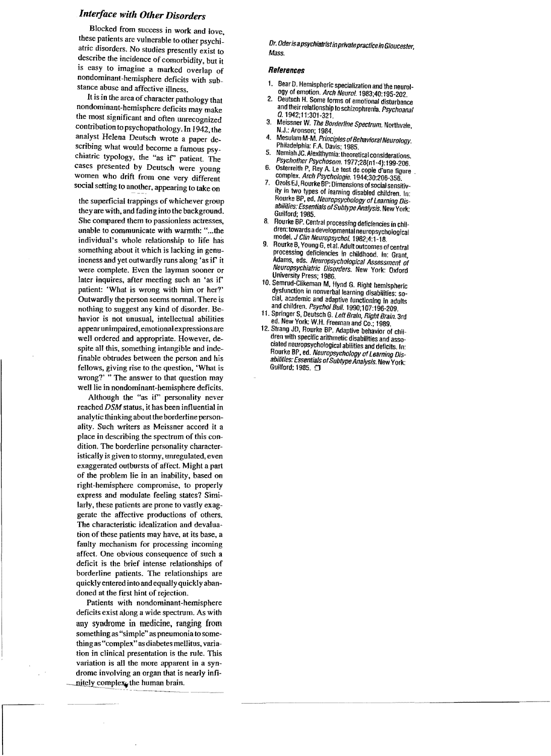## *Interface with Other Disorders*

Blocked from success in work and love, these patients are vulnerable to other psychiatric disorders. No studies presently exist to describe the incidence of comorbidity, but it is easy to imagine a marked overlap of nondominant-hemisphere deficits with substance abuse and affective illness.

It is in the area of character pathology that nondominant-hemisphere deficits may make the most significant and often unrecognized contribution to psychopathology. In 1942, the analyst Helena Deutsch wrote a paper describing what would become a famous psychiatric typology, the "as if" patient. The cases presented by Deutsch were young women who drift from one very different social setting to another, appearing to take on the superficial trappings of whichever group they are with, and fading into the background. She compared them to passionless actresses, unable to communicate with warmth: "...the individual's whole relationship to life has something about it which is lacking in genuineness and yet outwardly runs along 'as if' it were complete. Even the layman sooner or later inquires, after meeting such an 'as if' patient: 'What is wrong with him or her?' Outwardly the person seems normal. There is nothing to suggest any kind of disorder. Behavior is not unusual, intellectual abilities appear unimpaired, emotional expressions are well ordered and appropriate. However, despite all this, something intangible and indefinable obtrudes between the person and his fellows, giving rise to the question, 'What is wrong?' " The answer to that question may well lie in nondominant-hemisphere deficits.

Although the "as if" personality never reached *DSM* status, it has been influential in analytic thinking about the borderline personality. Such writers as Meissner accord it a place in describing the spectrum of this condition. The borderline personality characteristically is given to stormy, unregulated, even exaggerated outbursts of affect. Might a part of the problem lie in an inability, based on right-hemisphere compromise, to properly express and modulate feeling states? Similarly, these patients are prone to vastly exaggerate the affective productions of others. The characteristic idealization and devaluation of these patients may have, at its base, a faulty mechanism for processing incoming affect. One obvious consequence of such a deficit is the brief intense relationships of borderline patients. The relationships are quickly entered into and equally quickly abandoned at the first hint of rejection.

Patients with nondominant-hemisphere deficits exist along a wide spectrum. As with any syndrome in medicine, ranging from something as "simple" as pneumonia to something as "complex" as diabetes mellitus, variation in clinical presentation is the rule. This variation is all the more apparent in a syndrome involving an organ that is nearly infinitely complex, the human brain.

*Dr. Oder is a psychiatrist in private practice in Gloucester, Mass.*

### *References*

1. Bear D. Hemispheric specialization and the neurology of emotion. *Arch Neurol.* 1983;40:195-202.
2. Deutsch H. Some forms of emotional disturbance and their relationship to schizophrenia. *Psychoanal Q.* 1942;11:301-321.
3. Meissner W. *The Borderline Spectrum.* Northvale, N.J.: Aronson; 1984.
4. Mesulam M-M. *Principles of Behavioral Neurology.* Philadelphia: F.A. Davis; 1985.
5. Nemiah JC. Alexithymia: theoretical considerations. *Psychother Psychosom.* 1977;28(n1-4):199-206.
6. Osterreith P, Rey A. Le test de copie d'une figure complex. *Arch Psychologie.* 1944;30:206-356.
7. Ozols EJ, Rourke BP: Dimensions of social sensitivity in two types of learning disabled children. In: Rourke BP, ed. *Neuropsychology of Learning Disabilities: Essentials of Subtype Analysis.* New York: Guilford; 1985.
8. Rourke BP. Central processing deficiencies in children: towards a developmental neuropsychological model. *J Clin Neuropsychol.* 1982;4:1-18.
9. Rourke B, Young G, et al. Adult outcomes of central processing deficiencies in childhood. In: Grant, Adams, eds. *Neuropsychological Assessment of Neuropsychiatric Disorders.* New York: Oxford University Press; 1986.
10. Semrud-Clikeman M, Hynd G. Right hemispheric dysfunction in nonverbal learning disabilities: social, academic and adaptive functioning in adults and children. *Psychol Bull.* 1990;107:196-209.
11. Springer S, Deutsch G. *Left Brain, Right Brain.* 3rd ed. New York: W.H. Freeman and Co.; 1989.
12. Strang JD, Rourke BP. Adaptive behavior of children with specific arithmetic disabilities and associated neuropsychological abilities and deficits. In: Rourke BP, ed. *Neuropsychology of Learning Disabilities: Essentials of Subtype Analysis.* New York: Guilford; 1985.